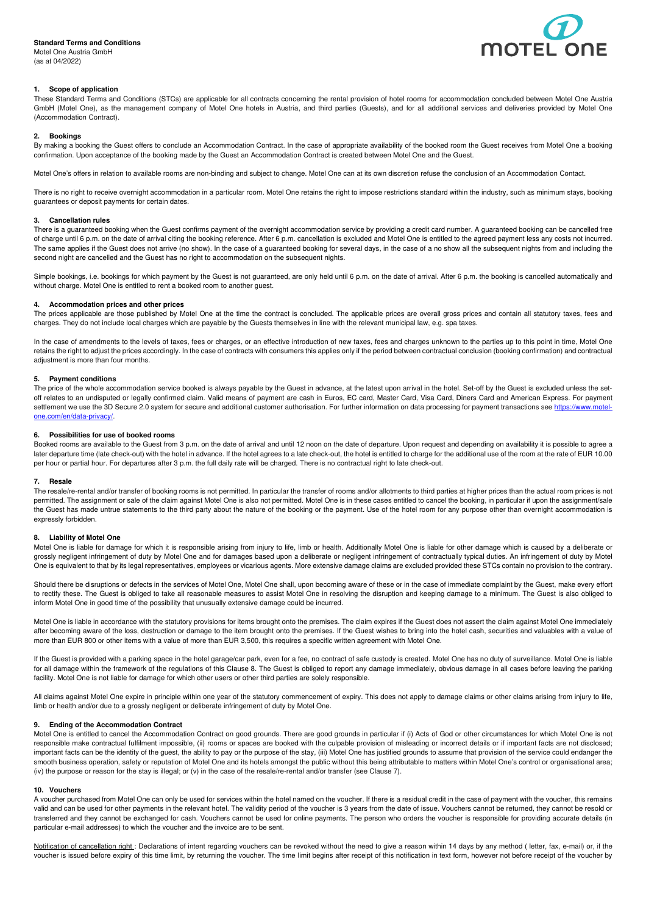**Standard Terms and Conditions**
Motel One Austria GmbH
(as at 04/2022)

## 1. Scope of application

These Standard Terms and Conditions (STCs) are applicable for all contracts concerning the rental provision of hotel rooms for accommodation concluded between Motel One Austria GmbH (Motel One), as the management company of Motel One hotels in Austria, and third parties (Guests), and for all additional services and deliveries provided by Motel One (Accommodation Contract).

## 2. Bookings

By making a booking the Guest offers to conclude an Accommodation Contract. In the case of appropriate availability of the booked room the Guest receives from Motel One a booking confirmation. Upon acceptance of the booking made by the Guest an Accommodation Contract is created between Motel One and the Guest.

Motel One's offers in relation to available rooms are non-binding and subject to change. Motel One can at its own discretion refuse the conclusion of an Accommodation Contact.

There is no right to receive overnight accommodation in a particular room. Motel One retains the right to impose restrictions standard within the industry, such as minimum stays, booking guarantees or deposit payments for certain dates.

## 3. Cancellation rules

There is a guaranteed booking when the Guest confirms payment of the overnight accommodation service by providing a credit card number. A guaranteed booking can be cancelled free of charge until 6 p.m. on the date of arrival citing the booking reference. After 6 p.m. cancellation is excluded and Motel One is entitled to the agreed payment less any costs not incurred. The same applies if the Guest does not arrive (no show). In the case of a guaranteed booking for several days, in the case of a no show all the subsequent nights from and including the second night are cancelled and the Guest has no right to accommodation on the subsequent nights.

Simple bookings, i.e. bookings for which payment by the Guest is not guaranteed, are only held until 6 p.m. on the date of arrival. After 6 p.m. the booking is cancelled automatically and without charge. Motel One is entitled to rent a booked room to another guest.

## 4. Accommodation prices and other prices

The prices applicable are those published by Motel One at the time the contract is concluded. The applicable prices are overall gross prices and contain all statutory taxes, fees and charges. They do not include local charges which are payable by the Guests themselves in line with the relevant municipal law, e.g. spa taxes.

In the case of amendments to the levels of taxes, fees or charges, or an effective introduction of new taxes, fees and charges unknown to the parties up to this point in time, Motel One retains the right to adjust the prices accordingly. In the case of contracts with consumers this applies only if the period between contractual conclusion (booking confirmation) and contractual adjustment is more than four months.

## 5. Payment conditions

The price of the whole accommodation service booked is always payable by the Guest in advance, at the latest upon arrival in the hotel. Set-off by the Guest is excluded unless the set-off relates to an undisputed or legally confirmed claim. Valid means of payment are cash in Euros, EC card, Master Card, Visa Card, Diners Card and American Express. For payment settlement we use the 3D Secure 2.0 system for secure and additional customer authorisation. For further information on data processing for payment transactions see https://www.motel-one.com/en/data-privacy/.

## 6. Possibilities for use of booked rooms

Booked rooms are available to the Guest from 3 p.m. on the date of arrival and until 12 noon on the date of departure. Upon request and depending on availability it is possible to agree a later departure time (late check-out) with the hotel in advance. If the hotel agrees to a late check-out, the hotel is entitled to charge for the additional use of the room at the rate of EUR 10.00 per hour or partial hour. For departures after 3 p.m. the full daily rate will be charged. There is no contractual right to late check-out.

## 7. Resale

The resale/re-rental and/or transfer of booking rooms is not permitted. In particular the transfer of rooms and/or allotments to third parties at higher prices than the actual room prices is not permitted. The assignment or sale of the claim against Motel One is also not permitted. Motel One is in these cases entitled to cancel the booking, in particular if upon the assignment/sale the Guest has made untrue statements to the third party about the nature of the booking or the payment. Use of the hotel room for any purpose other than overnight accommodation is expressly forbidden.

## 8. Liability of Motel One

Motel One is liable for damage for which it is responsible arising from injury to life, limb or health. Additionally Motel One is liable for other damage which is caused by a deliberate or grossly negligent infringement of duty by Motel One and for damages based upon a deliberate or negligent infringement of contractually typical duties. An infringement of duty by Motel One is equivalent to that by its legal representatives, employees or vicarious agents. More extensive damage claims are excluded provided these STCs contain no provision to the contrary.

Should there be disruptions or defects in the services of Motel One, Motel One shall, upon becoming aware of these or in the case of immediate complaint by the Guest, make every effort to rectify these. The Guest is obliged to take all reasonable measures to assist Motel One in resolving the disruption and keeping damage to a minimum. The Guest is also obliged to inform Motel One in good time of the possibility that unusually extensive damage could be incurred.

Motel One is liable in accordance with the statutory provisions for items brought onto the premises. The claim expires if the Guest does not assert the claim against Motel One immediately after becoming aware of the loss, destruction or damage to the item brought onto the premises. If the Guest wishes to bring into the hotel cash, securities and valuables with a value of more than EUR 800 or other items with a value of more than EUR 3,500, this requires a specific written agreement with Motel One.

If the Guest is provided with a parking space in the hotel garage/car park, even for a fee, no contract of safe custody is created. Motel One has no duty of surveillance. Motel One is liable for all damage within the framework of the regulations of this Clause 8. The Guest is obliged to report any damage immediately, obvious damage in all cases before leaving the parking facility. Motel One is not liable for damage for which other users or other third parties are solely responsible.

All claims against Motel One expire in principle within one year of the statutory commencement of expiry. This does not apply to damage claims or other claims arising from injury to life, limb or health and/or due to a grossly negligent or deliberate infringement of duty by Motel One.

## 9. Ending of the Accommodation Contract

Motel One is entitled to cancel the Accommodation Contract on good grounds. There are good grounds in particular if (i) Acts of God or other circumstances for which Motel One is not responsible make contractual fulfilment impossible, (ii) rooms or spaces are booked with the culpable provision of misleading or incorrect details or if important facts are not disclosed; important facts can be the identity of the guest, the ability to pay or the purpose of the stay, (iii) Motel One has justified grounds to assume that provision of the service could endanger the smooth business operation, safety or reputation of Motel One and its hotels amongst the public without this being attributable to matters within Motel One's control or organisational area; (iv) the purpose or reason for the stay is illegal; or (v) in the case of the resale/re-rental and/or transfer (see Clause 7).

## 10. Vouchers

A voucher purchased from Motel One can only be used for services within the hotel named on the voucher. If there is a residual credit in the case of payment with the voucher, this remains valid and can be used for other payments in the relevant hotel. The validity period of the voucher is 3 years from the date of issue. Vouchers cannot be returned, they cannot be resold or transferred and they cannot be exchanged for cash. Vouchers cannot be used for online payments. The person who orders the voucher is responsible for providing accurate details (in particular e-mail addresses) to which the voucher and the invoice are to be sent.

Notification of cancellation right : Declarations of intent regarding vouchers can be revoked without the need to give a reason within 14 days by any method ( letter, fax, e-mail) or, if the voucher is issued before expiry of this time limit, by returning the voucher. The time limit begins after receipt of this notification in text form, however not before receipt of the voucher by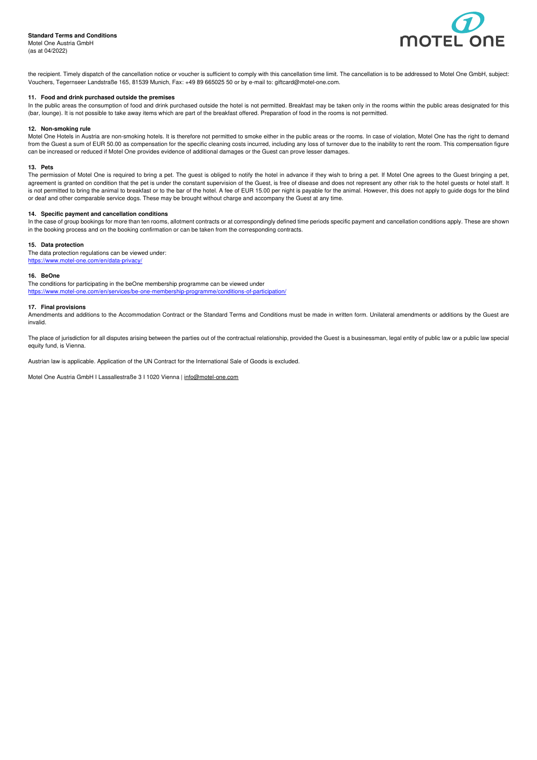the recipient. Timely dispatch of the cancellation notice or voucher is sufficient to comply with this cancellation time limit. The cancellation is to be addressed to Motel One GmbH, subject: Vouchers, Tegernseer Landstraße 165, 81539 Munich, Fax: +49 89 665025 50 or by e-mail to: giftcard@motel-one.com.

**11. Food and drink purchased outside the premises**

In the public areas the consumption of food and drink purchased outside the hotel is not permitted. Breakfast may be taken only in the rooms within the public areas designated for this (bar, lounge). It is not possible to take away items which are part of the breakfast offered. Preparation of food in the rooms is not permitted.

**12. Non-smoking rule**

Motel One Hotels in Austria are non-smoking hotels. It is therefore not permitted to smoke either in the public areas or the rooms. In case of violation, Motel One has the right to demand from the Guest a sum of EUR 50.00 as compensation for the specific cleaning costs incurred, including any loss of turnover due to the inability to rent the room. This compensation figure can be increased or reduced if Motel One provides evidence of additional damages or the Guest can prove lesser damages.

**13. Pets**

The permission of Motel One is required to bring a pet. The guest is obliged to notify the hotel in advance if they wish to bring a pet. If Motel One agrees to the Guest bringing a pet, agreement is granted on condition that the pet is under the constant supervision of the Guest, is free of disease and does not represent any other risk to the hotel guests or hotel staff. It is not permitted to bring the animal to breakfast or to the bar of the hotel. A fee of EUR 15.00 per night is payable for the animal. However, this does not apply to guide dogs for the blind or deaf and other comparable service dogs. These may be brought without charge and accompany the Guest at any time.

**14. Specific payment and cancellation conditions**

In the case of group bookings for more than ten rooms, allotment contracts or at correspondingly defined time periods specific payment and cancellation conditions apply. These are shown in the booking process and on the booking confirmation or can be taken from the corresponding contracts.

**15. Data protection**

The data protection regulations can be viewed under:
https://www.motel-one.com/en/data-privacy/

**16. BeOne**

The conditions for participating in the beOne membership programme can be viewed under
https://www.motel-one.com/en/services/be-one-membership-programme/conditions-of-participation/

**17. Final provisions**

Amendments and additions to the Accommodation Contract or the Standard Terms and Conditions must be made in written form. Unilateral amendments or additions by the Guest are invalid.

The place of jurisdiction for all disputes arising between the parties out of the contractual relationship, provided the Guest is a businessman, legal entity of public law or a public law special equity fund, is Vienna.

Austrian law is applicable. Application of the UN Contract for the International Sale of Goods is excluded.

Motel One Austria GmbH I Lassallestraße 3 I 1020 Vienna | info@motel-one.com